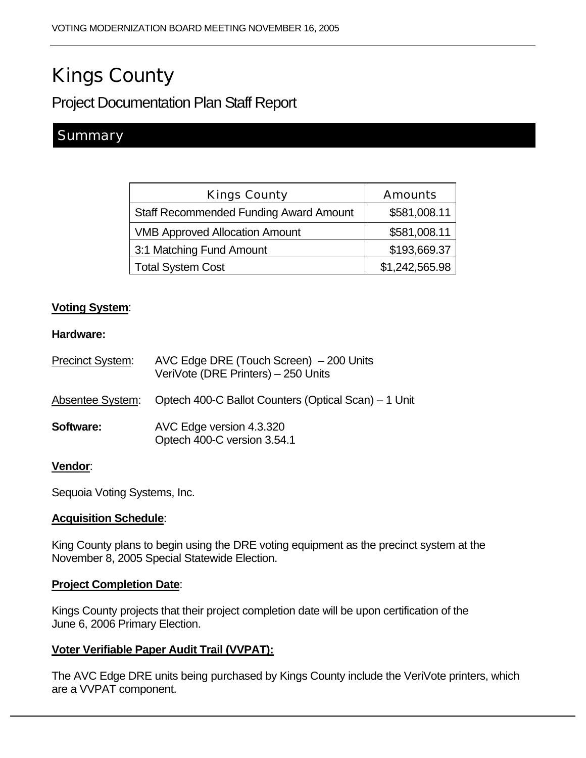# Kings County

## Project Documentation Plan Staff Report

## Summary

| Kings County | Amounts |
|---|---|
| Staff Recommended Funding Award Amount | $581,008.11 |
| VMB Approved Allocation Amount | $581,008.11 |
| 3:1 Matching Fund Amount | $193,669.37 |
| Total System Cost | $1,242,565.98 |

**Voting System**:

**Hardware:**

Precinct System: AVC Edge DRE (Touch Screen) – 200 Units
VeriVote (DRE Printers) – 250 Units

Absentee System: Optech 400-C Ballot Counters (Optical Scan) – 1 Unit

**Software:** AVC Edge version 4.3.320
Optech 400-C version 3.54.1

**Vendor**:

Sequoia Voting Systems, Inc.

**Acquisition Schedule**:

King County plans to begin using the DRE voting equipment as the precinct system at the November 8, 2005 Special Statewide Election.

**Project Completion Date**:

Kings County projects that their project completion date will be upon certification of the June 6, 2006 Primary Election.

**Voter Verifiable Paper Audit Trail (VVPAT):**

The AVC Edge DRE units being purchased by Kings County include the VeriVote printers, which are a VVPAT component.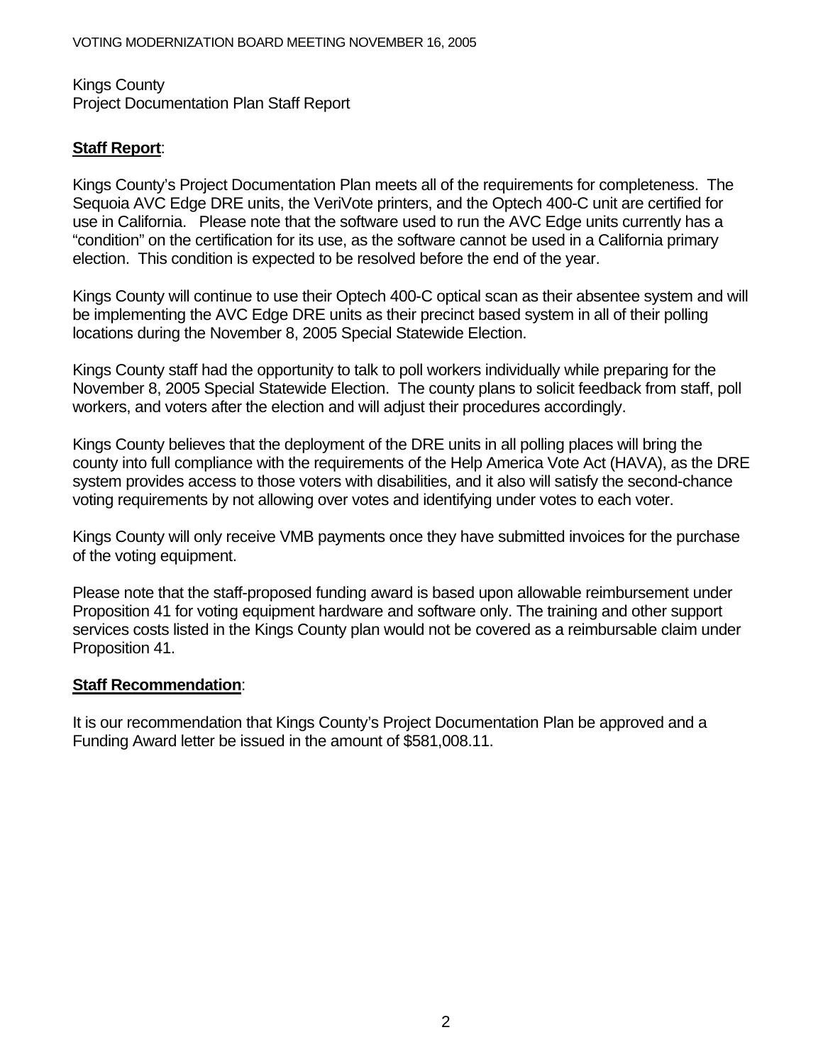Kings County
Project Documentation Plan Staff Report

**Staff Report**:

Kings County's Project Documentation Plan meets all of the requirements for completeness. The Sequoia AVC Edge DRE units, the VeriVote printers, and the Optech 400-C unit are certified for use in California. Please note that the software used to run the AVC Edge units currently has a "condition" on the certification for its use, as the software cannot be used in a California primary election. This condition is expected to be resolved before the end of the year.

Kings County will continue to use their Optech 400-C optical scan as their absentee system and will be implementing the AVC Edge DRE units as their precinct based system in all of their polling locations during the November 8, 2005 Special Statewide Election.

Kings County staff had the opportunity to talk to poll workers individually while preparing for the November 8, 2005 Special Statewide Election. The county plans to solicit feedback from staff, poll workers, and voters after the election and will adjust their procedures accordingly.

Kings County believes that the deployment of the DRE units in all polling places will bring the county into full compliance with the requirements of the Help America Vote Act (HAVA), as the DRE system provides access to those voters with disabilities, and it also will satisfy the second-chance voting requirements by not allowing over votes and identifying under votes to each voter.

Kings County will only receive VMB payments once they have submitted invoices for the purchase of the voting equipment.

Please note that the staff-proposed funding award is based upon allowable reimbursement under Proposition 41 for voting equipment hardware and software only. The training and other support services costs listed in the Kings County plan would not be covered as a reimbursable claim under Proposition 41.

**Staff Recommendation**:

It is our recommendation that Kings County's Project Documentation Plan be approved and a Funding Award letter be issued in the amount of $581,008.11.